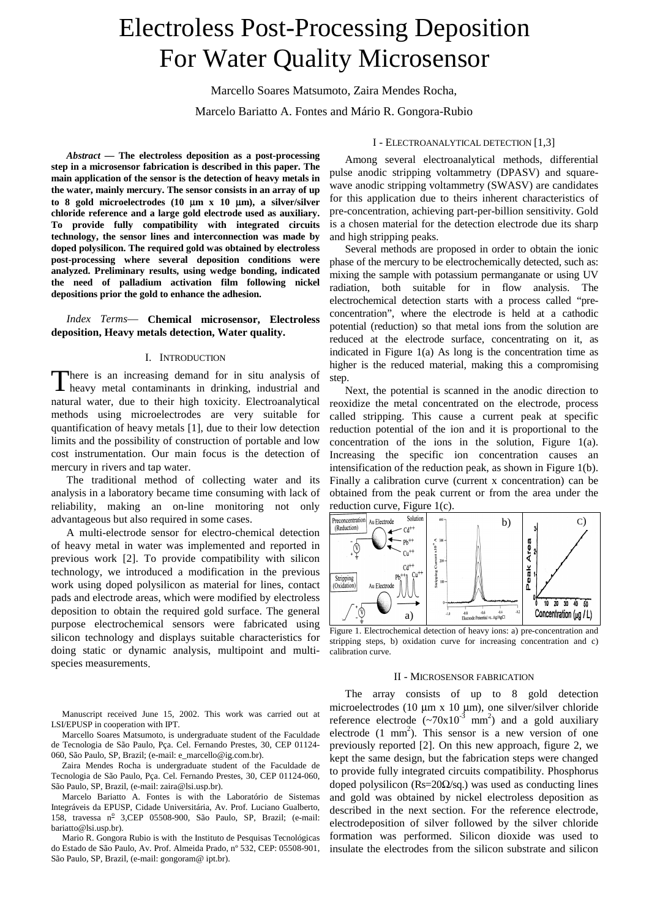# Electroless Post-Processing Deposition For Water Quality Microsensor

Marcello Soares Matsumoto, Zaira Mendes Rocha,

Marcelo Bariatto A. Fontes and Mário R. Gongora-Rubio

***Abstract* — The electroless deposition as a post-processing step in a microsensor fabrication is described in this paper. The main application of the sensor is the detection of heavy metals in the water, mainly mercury. The sensor consists in an array of up to 8 gold microelectrodes (10 μm x 10 μm), a silver/silver chloride reference and a large gold electrode used as auxiliary. To provide fully compatibility with integrated circuits technology, the sensor lines and interconnection was made by doped polysilicon. The required gold was obtained by electroless post-processing where several deposition conditions were analyzed. Preliminary results, using wedge bonding, indicated the need of palladium activation film following nickel depositions prior the gold to enhance the adhesion.**

*Index Terms*— **Chemical microsensor, Electroless deposition, Heavy metals detection, Water quality.**

## I. Introduction

There is an increasing demand for in situ analysis of heavy metal contaminants in drinking, industrial and natural water, due to their high toxicity. Electroanalytical methods using microelectrodes are very suitable for quantification of heavy metals [1], due to their low detection limits and the possibility of construction of portable and low cost instrumentation. Our main focus is the detection of mercury in rivers and tap water.

The traditional method of collecting water and its analysis in a laboratory became time consuming with lack of reliability, making an on-line monitoring not only advantageous but also required in some cases.

A multi-electrode sensor for electro-chemical detection of heavy metal in water was implemented and reported in previous work [2]. To provide compatibility with silicon technology, we introduced a modification in the previous work using doped polysilicon as material for lines, contact pads and electrode areas, which were modified by electroless deposition to obtain the required gold surface. The general purpose electrochemical sensors were fabricated using silicon technology and displays suitable characteristics for doing static or dynamic analysis, multipoint and multi-species measurements.

Manuscript received June 15, 2002. This work was carried out at LSI/EPUSP in cooperation with IPT.

Marcello Soares Matsumoto, is undergraduate student of the Faculdade de Tecnologia de São Paulo, Pça. Cel. Fernando Prestes, 30, CEP 01124-060, São Paulo, SP, Brazil; (e-mail: e_marcello@ig.com.br).

Zaira Mendes Rocha is undergraduate student of the Faculdade de Tecnologia de São Paulo, Pça. Cel. Fernando Prestes, 30, CEP 01124-060, São Paulo, SP, Brazil, (e-mail: zaira@lsi.usp.br).

Marcelo Bariatto A. Fontes is with the Laboratório de Sistemas Integráveis da EPUSP, Cidade Universitária, Av. Prof. Luciano Gualberto, 158, travessa nº 3,CEP 05508-900, São Paulo, SP, Brazil; (e-mail: bariatto@lsi.usp.br).

Mario R. Gongora Rubio is with the Instituto de Pesquisas Tecnológicas do Estado de São Paulo, Av. Prof. Almeida Prado, nº 532, CEP: 05508-901, São Paulo, SP, Brazil, (e-mail: gongoram@ ipt.br).

## I - Electroanalytical detection [1,3]

Among several electroanalytical methods, differential pulse anodic stripping voltammetry (DPASV) and square-wave anodic stripping voltammetry (SWASV) are candidates for this application due to theirs inherent characteristics of pre-concentration, achieving part-per-billion sensitivity. Gold is a chosen material for the detection electrode due its sharp and high stripping peaks.

Several methods are proposed in order to obtain the ionic phase of the mercury to be electrochemically detected, such as: mixing the sample with potassium permanganate or using UV radiation, both suitable for in flow analysis. The electrochemical detection starts with a process called "pre-concentration", where the electrode is held at a cathodic potential (reduction) so that metal ions from the solution are reduced at the electrode surface, concentrating on it, as indicated in Figure 1(a) As long is the concentration time as higher is the reduced material, making this a compromising step.

Next, the potential is scanned in the anodic direction to reoxidize the metal concentrated on the electrode, process called stripping. This cause a current peak at specific reduction potential of the ion and it is proportional to the concentration of the ions in the solution, Figure 1(a). Increasing the specific ion concentration causes an intensification of the reduction peak, as shown in Figure 1(b). Finally a calibration curve (current x concentration) can be obtained from the peak current or from the area under the reduction curve, Figure 1(c).

Figure 1. Electrochemical detection of heavy ions: a) pre-concentration and stripping steps, b) oxidation curve for increasing concentration and c) calibration curve.

## II - Microsensor fabrication

The array consists of up to 8 gold detection microelectrodes (10 μm x 10 μm), one silver/silver chloride reference electrode (~$70x10^{-3}$ $mm^2$) and a gold auxiliary electrode (1 $mm^2$). This sensor is a new version of one previously reported [2]. On this new approach, figure 2, we kept the same design, but the fabrication steps were changed to provide fully integrated circuits compatibility. Phosphorus doped polysilicon (Rs=20Ω/sq.) was used as conducting lines and gold was obtained by nickel electroless deposition as described in the next section. For the reference electrode, electrodeposition of silver followed by the silver chloride formation was performed. Silicon dioxide was used to insulate the electrodes from the silicon substrate and silicon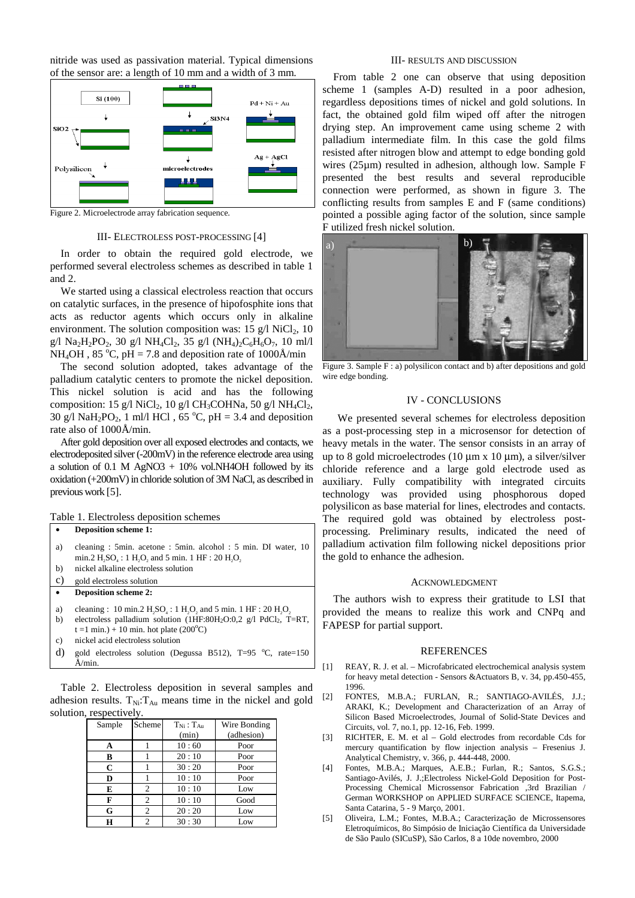nitride was used as passivation material. Typical dimensions of the sensor are: a length of 10 mm and a width of 3 mm.

Si (100)

SiO2

Polysilicon

Si3N4

microelectrodes

Pd + Ni + Au

Ag + AgCl

Figure 2. Microelectrode array fabrication sequence.

## III- ELECTROLESS POST-PROCESSING [4]

In order to obtain the required gold electrode, we performed several electroless schemes as described in table 1 and 2.

We started using a classical electroless reaction that occurs on catalytic surfaces, in the presence of hipofosphite ions that acts as reductor agents which occurs only in alkaline environment. The solution composition was: 15 g/l $NiCl_2$, 10 g/l $Na_2H_2PO_2$, 30 g/l $NH_4Cl_2$, 35 g/l $(NH_4)_2C_6H_6O_7$, 10 ml/l $NH_4OH$ , 85 $^oC$, pH = 7.8 and deposition rate of 1000Å/min

The second solution adopted, takes advantage of the palladium catalytic centers to promote the nickel deposition. This nickel solution is acid and has the following composition: 15 g/l $NiCl_2$, 10 g/l $CH_3COHNa$, 50 g/l $NH_4Cl_2$, 30 g/l $NaH_2PO_2$, 1 ml/l HCl , 65 $^oC$, pH = 3.4 and deposition rate also of 1000Å/min.

After gold deposition over all exposed electrodes and contacts, we electrodeposited silver (-200mV) in the reference electrode area using a solution of 0.1 M $AgNO_3$ + 10% vol.$NH_4OH$ followed by its oxidation (+200mV) in chloride solution of 3M NaCl, as described in previous work [5].

Table 1. Electroless deposition schemes

- **Deposition scheme 1:**

a) cleaning : 5min. acetone : 5min. alcohol : 5 min. DI water, 10 min.2 $H_2SO_4$ : 1 $H_2O_2$ and 5 min. 1 HF : 20 $H_2O_2$
b) nickel alkaline electroless solution
c) gold electroless solution

- **Deposition scheme 2:**

a) cleaning : 10 min.2 $H_2SO_4$ : 1 $H_2O_2$ and 5 min. 1 HF : 20 $H_2O_2$
b) electroless palladium solution (1HF:80$H_2O$:0,2 g/l $PdCl_2$, T=RT, t =1 min.) + 10 min. hot plate (200$^oC$)
c) nickel acid electroless solution
d) gold electroless solution (Degussa B512), T=95 $^oC$, rate=150 Å/min.

Table 2. Electroless deposition in several samples and adhesion results. $T_{Ni}$:$T_{Au}$ means time in the nickel and gold solution, respectively.

| Sample | Scheme | $T_{Ni}$ : $T_{Au}$ (min) | Wire Bonding (adhesion) |
|---|---|---|---|
| **A** | 1 | 10 : 60 | Poor |
| **B** | 1 | 20 : 10 | Poor |
| **C** | 1 | 30 : 20 | Poor |
| **D** | 1 | 10 : 10 | Poor |
| **E** | 2 | 10 : 10 | Low |
| **F** | 2 | 10 : 10 | Good |
| **G** | 2 | 20 : 20 | Low |
| **H** | 2 | 30 : 30 | Low |

## III- RESULTS AND DISCUSSION

From table 2 one can observe that using deposition scheme 1 (samples A-D) resulted in a poor adhesion, regardless depositions times of nickel and gold solutions. In fact, the obtained gold film wiped off after the nitrogen drying step. An improvement came using scheme 2 with palladium intermediate film. In this case the gold films resisted after nitrogen blow and attempt to edge bonding gold wires (25μm) resulted in adhesion, although low. Sample F presented the best results and several reproducible connection were performed, as shown in figure 3. The conflicting results from samples E and F (same conditions) pointed a possible aging factor of the solution, since sample F utilized fresh nickel solution.

a) b)

Figure 3. Sample F : a) polysilicon contact and b) after depositions and gold wire edge bonding.

## IV - CONCLUSIONS

We presented several schemes for electroless deposition as a post-processing step in a microsensor for detection of heavy metals in the water. The sensor consists in an array of up to 8 gold microelectrodes (10 μm x 10 μm), a silver/silver chloride reference and a large gold electrode used as auxiliary. Fully compatibility with integrated circuits technology was provided using phosphorous doped polysilicon as base material for lines, electrodes and contacts. The required gold was obtained by electroless post-processing. Preliminary results, indicated the need of palladium activation film following nickel depositions prior the gold to enhance the adhesion.

## ACKNOWLEDGMENT

The authors wish to express their gratitude to LSI that provided the means to realize this work and CNPq and FAPESP for partial support.

## REFERENCES

[1] REAY, R. J. et al. – Microfabricated electrochemical analysis system for heavy metal detection - Sensors &Actuators B, v. 34, pp.450-455, 1996.

[2] FONTES, M.B.A.; FURLAN, R.; SANTIAGO-AVILÉS, J.J.; ARAKI, K.; Development and Characterization of an Array of Silicon Based Microelectrodes, Journal of Solid-State Devices and Circuits, vol. 7, no.1, pp. 12-16, Feb. 1999.

[3] RICHTER, E. M. et al – Gold electrodes from recordable Cds for mercury quantification by flow injection analysis – Fresenius J. Analytical Chemistry, v. 366, p. 444-448, 2000.

[4] Fontes, M.B.A.; Marques, A.E.B.; Furlan, R.; Santos, S.G.S.; Santiago-Avilés, J. J.;Electroless Nickel-Gold Deposition for Post-Processing Chemical Microssensor Fabrication ,3rd Brazilian / German WORKSHOP on APPLIED SURFACE SCIENCE, Itapema, Santa Catarina, 5 - 9 Março, 2001.

[5] Oliveira, L.M.; Fontes, M.B.A.; Caracterização de Microssensores Eletroquímicos, 8o Simpósio de Iniciação Científica da Universidade de São Paulo (SICuSP), São Carlos, 8 a 10de novembro, 2000